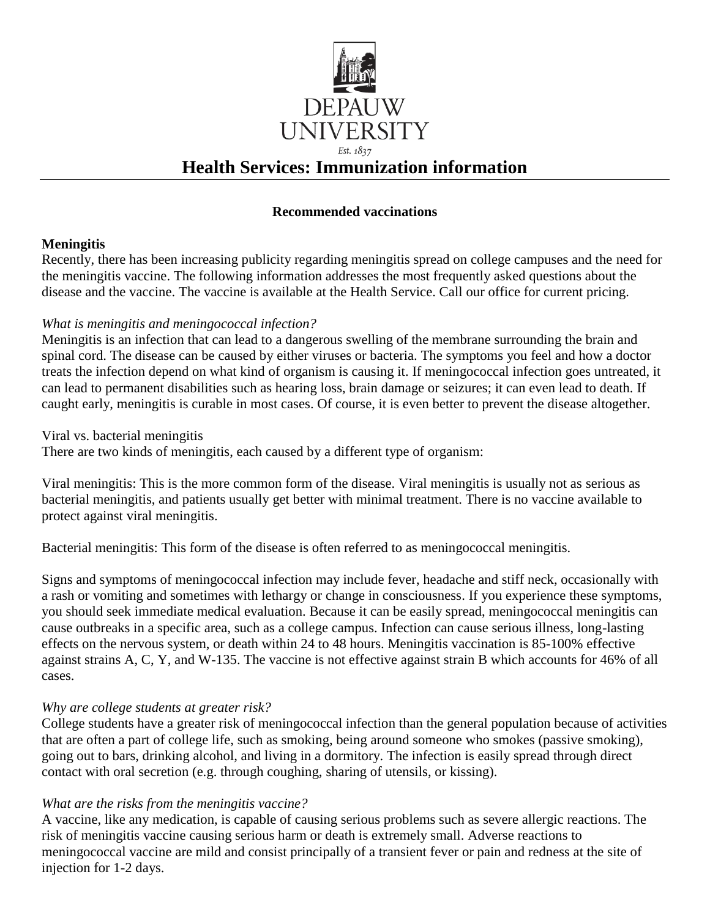DEPAUW UNIVERSITY

Est. 1837

# Health Services: Immunization information

### Recommended vaccinations

**Meningitis**

Recently, there has been increasing publicity regarding meningitis spread on college campuses and the need for the meningitis vaccine. The following information addresses the most frequently asked questions about the disease and the vaccine. The vaccine is available at the Health Service. Call our office for current pricing.

*What is meningitis and meningococcal infection?*

Meningitis is an infection that can lead to a dangerous swelling of the membrane surrounding the brain and spinal cord. The disease can be caused by either viruses or bacteria. The symptoms you feel and how a doctor treats the infection depend on what kind of organism is causing it. If meningococcal infection goes untreated, it can lead to permanent disabilities such as hearing loss, brain damage or seizures; it can even lead to death. If caught early, meningitis is curable in most cases. Of course, it is even better to prevent the disease altogether.

Viral vs. bacterial meningitis

There are two kinds of meningitis, each caused by a different type of organism:

Viral meningitis: This is the more common form of the disease. Viral meningitis is usually not as serious as bacterial meningitis, and patients usually get better with minimal treatment. There is no vaccine available to protect against viral meningitis.

Bacterial meningitis: This form of the disease is often referred to as meningococcal meningitis.

Signs and symptoms of meningococcal infection may include fever, headache and stiff neck, occasionally with a rash or vomiting and sometimes with lethargy or change in consciousness. If you experience these symptoms, you should seek immediate medical evaluation. Because it can be easily spread, meningococcal meningitis can cause outbreaks in a specific area, such as a college campus. Infection can cause serious illness, long-lasting effects on the nervous system, or death within 24 to 48 hours. Meningitis vaccination is 85-100% effective against strains A, C, Y, and W-135. The vaccine is not effective against strain B which accounts for 46% of all cases.

*Why are college students at greater risk?*

College students have a greater risk of meningococcal infection than the general population because of activities that are often a part of college life, such as smoking, being around someone who smokes (passive smoking), going out to bars, drinking alcohol, and living in a dormitory. The infection is easily spread through direct contact with oral secretion (e.g. through coughing, sharing of utensils, or kissing).

*What are the risks from the meningitis vaccine?*

A vaccine, like any medication, is capable of causing serious problems such as severe allergic reactions. The risk of meningitis vaccine causing serious harm or death is extremely small. Adverse reactions to meningococcal vaccine are mild and consist principally of a transient fever or pain and redness at the site of injection for 1-2 days.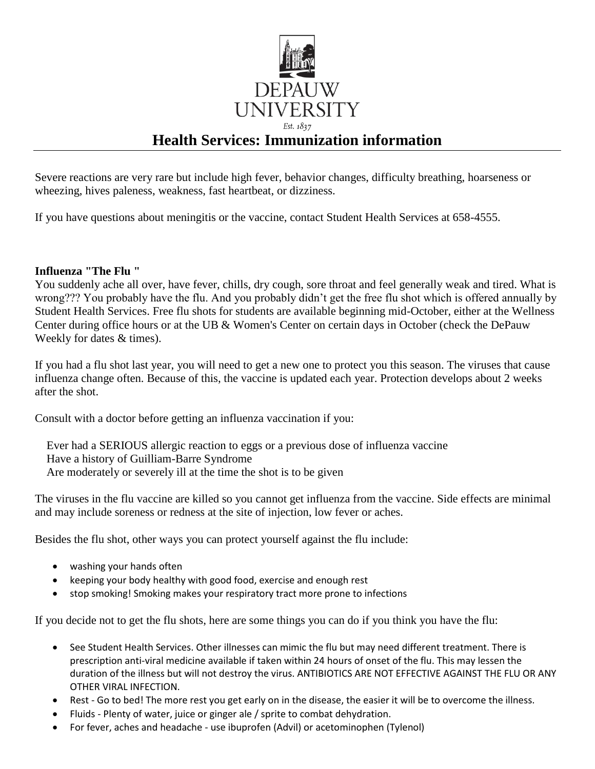Severe reactions are very rare but include high fever, behavior changes, difficulty breathing, hoarseness or wheezing, hives paleness, weakness, fast heartbeat, or dizziness.

If you have questions about meningitis or the vaccine, contact Student Health Services at 658-4555.

**Influenza "The Flu "**

You suddenly ache all over, have fever, chills, dry cough, sore throat and feel generally weak and tired. What is wrong??? You probably have the flu. And you probably didn't get the free flu shot which is offered annually by Student Health Services. Free flu shots for students are available beginning mid-October, either at the Wellness Center during office hours or at the UB & Women's Center on certain days in October (check the DePauw Weekly for dates & times).

If you had a flu shot last year, you will need to get a new one to protect you this season. The viruses that cause influenza change often. Because of this, the vaccine is updated each year. Protection develops about 2 weeks after the shot.

Consult with a doctor before getting an influenza vaccination if you:

Ever had a SERIOUS allergic reaction to eggs or a previous dose of influenza vaccine
Have a history of Guilliam-Barre Syndrome
Are moderately or severely ill at the time the shot is to be given

The viruses in the flu vaccine are killed so you cannot get influenza from the vaccine. Side effects are minimal and may include soreness or redness at the site of injection, low fever or aches.

Besides the flu shot, other ways you can protect yourself against the flu include:

- washing your hands often
- keeping your body healthy with good food, exercise and enough rest
- stop smoking! Smoking makes your respiratory tract more prone to infections

If you decide not to get the flu shots, here are some things you can do if you think you have the flu:

- See Student Health Services. Other illnesses can mimic the flu but may need different treatment. There is prescription anti-viral medicine available if taken within 24 hours of onset of the flu. This may lessen the duration of the illness but will not destroy the virus. ANTIBIOTICS ARE NOT EFFECTIVE AGAINST THE FLU OR ANY OTHER VIRAL INFECTION.
- Rest - Go to bed! The more rest you get early on in the disease, the easier it will be to overcome the illness.
- Fluids - Plenty of water, juice or ginger ale / sprite to combat dehydration.
- For fever, aches and headache - use ibuprofen (Advil) or acetominophen (Tylenol)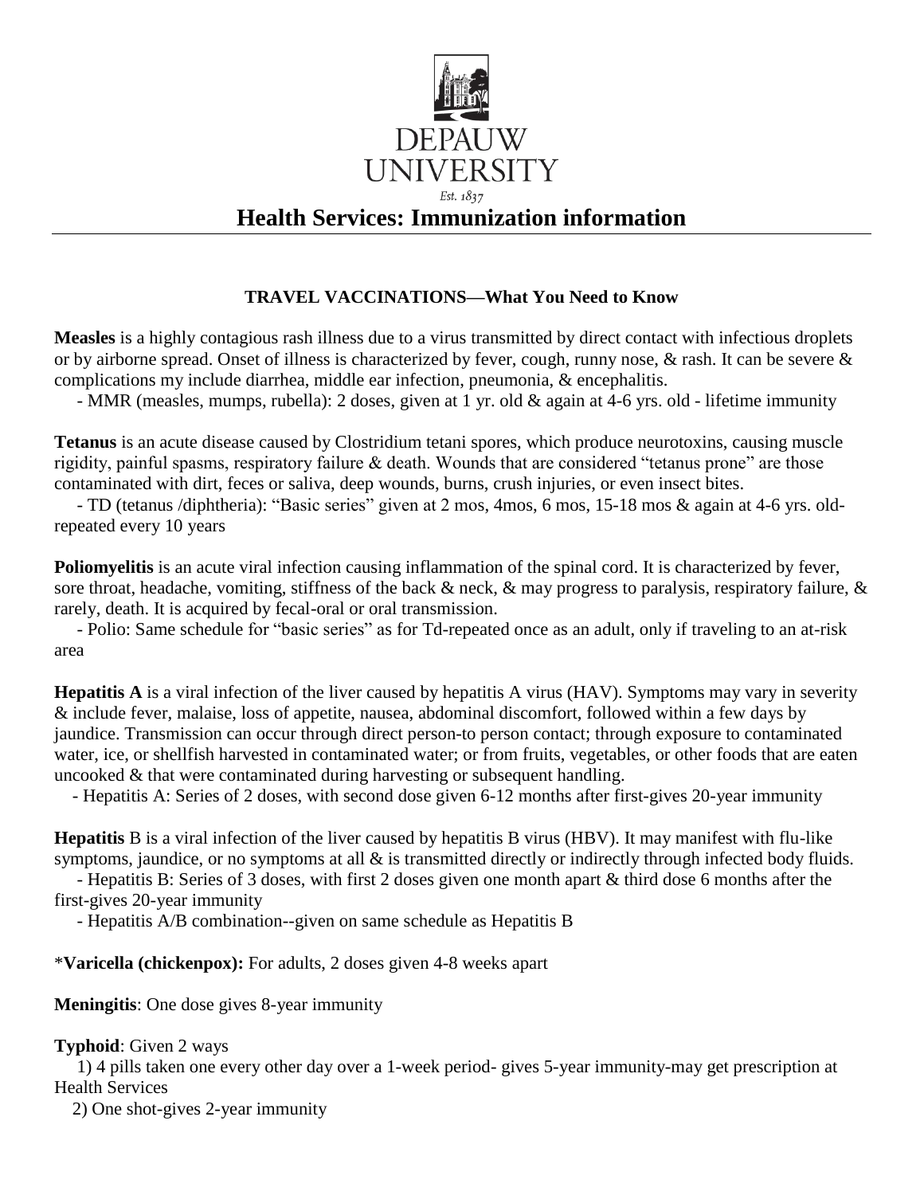DEPAUW UNIVERSITY

Est. 1837

# Health Services: Immunization information

### TRAVEL VACCINATIONS—What You Need to Know

**Measles** is a highly contagious rash illness due to a virus transmitted by direct contact with infectious droplets or by airborne spread. Onset of illness is characterized by fever, cough, runny nose, & rash. It can be severe & complications my include diarrhea, middle ear infection, pneumonia, & encephalitis.

- MMR (measles, mumps, rubella): 2 doses, given at 1 yr. old & again at 4-6 yrs. old - lifetime immunity

**Tetanus** is an acute disease caused by Clostridium tetani spores, which produce neurotoxins, causing muscle rigidity, painful spasms, respiratory failure & death. Wounds that are considered "tetanus prone" are those contaminated with dirt, feces or saliva, deep wounds, burns, crush injuries, or even insect bites.

- TD (tetanus /diphtheria): "Basic series" given at 2 mos, 4mos, 6 mos, 15-18 mos & again at 4-6 yrs. old-repeated every 10 years

**Poliomyelitis** is an acute viral infection causing inflammation of the spinal cord. It is characterized by fever, sore throat, headache, vomiting, stiffness of the back & neck, & may progress to paralysis, respiratory failure, & rarely, death. It is acquired by fecal-oral or oral transmission.

- Polio: Same schedule for "basic series" as for Td-repeated once as an adult, only if traveling to an at-risk area

**Hepatitis A** is a viral infection of the liver caused by hepatitis A virus (HAV). Symptoms may vary in severity & include fever, malaise, loss of appetite, nausea, abdominal discomfort, followed within a few days by jaundice. Transmission can occur through direct person-to person contact; through exposure to contaminated water, ice, or shellfish harvested in contaminated water; or from fruits, vegetables, or other foods that are eaten uncooked & that were contaminated during harvesting or subsequent handling.

- Hepatitis A: Series of 2 doses, with second dose given 6-12 months after first-gives 20-year immunity

**Hepatitis** B is a viral infection of the liver caused by hepatitis B virus (HBV). It may manifest with flu-like symptoms, jaundice, or no symptoms at all & is transmitted directly or indirectly through infected body fluids.

- Hepatitis B: Series of 3 doses, with first 2 doses given one month apart & third dose 6 months after the first-gives 20-year immunity
- Hepatitis A/B combination--given on same schedule as Hepatitis B

*__Varicella (chickenpox):__ For adults, 2 doses given 4-8 weeks apart

**Meningitis**: One dose gives 8-year immunity

**Typhoid**: Given 2 ways

1) 4 pills taken one every other day over a 1-week period- gives 5-year immunity-may get prescription at Health Services
2) One shot-gives 2-year immunity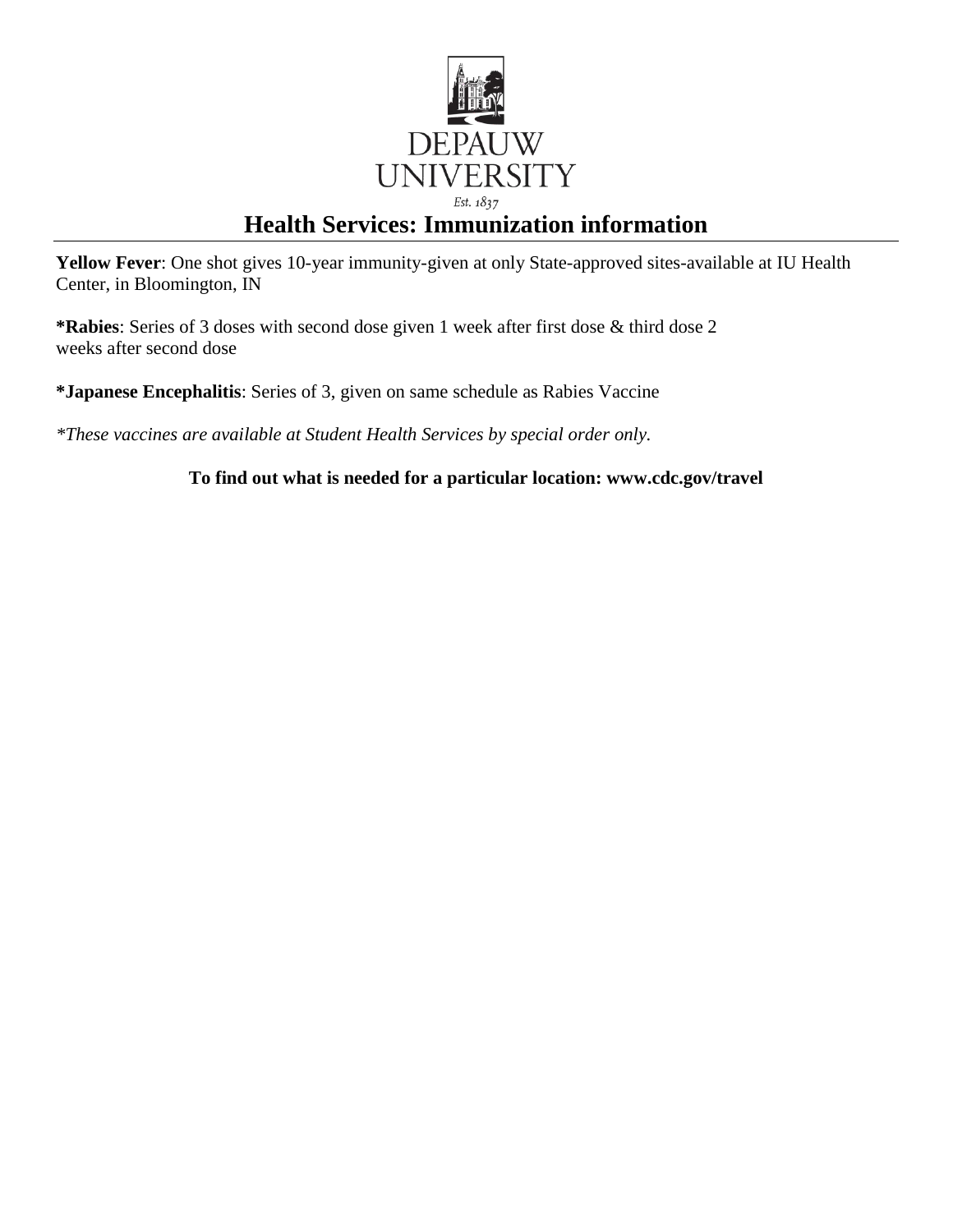DEPAUW UNIVERSITY

Est. 1837

# Health Services: Immunization information

**Yellow Fever**: One shot gives 10-year immunity-given at only State-approved sites-available at IU Health Center, in Bloomington, IN

***Rabies**: Series of 3 doses with second dose given 1 week after first dose & third dose 2 weeks after second dose

***Japanese Encephalitis**: Series of 3, given on same schedule as Rabies Vaccine

*\*These vaccines are available at Student Health Services by special order only.*

**To find out what is needed for a particular location: www.cdc.gov/travel**